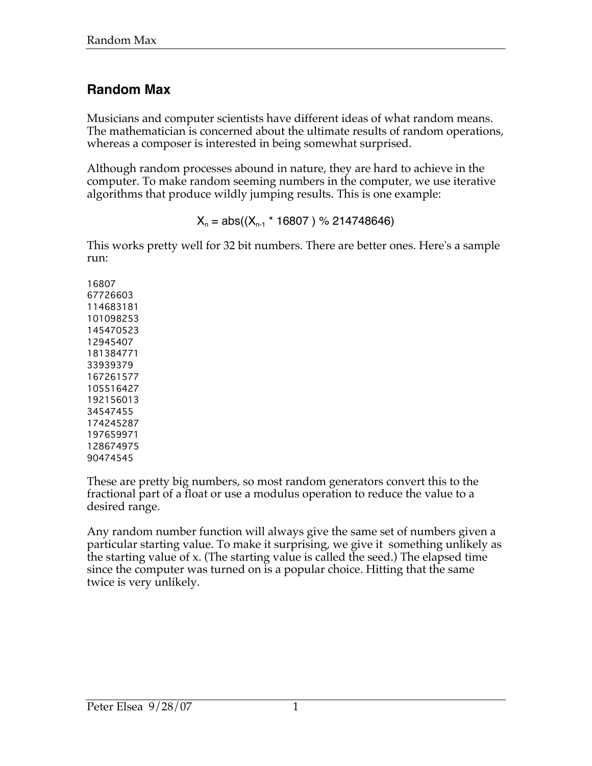## Random Max

Musicians and computer scientists have different ideas of what random means. The mathematician is concerned about the ultimate results of random operations, whereas a composer is interested in being somewhat surprised.

Although random processes abound in nature, they are hard to achieve in the computer. To make random seeming numbers in the computer, we use iterative algorithms that produce wildly jumping results. This is one example:

$$X_n = \mathrm{abs}((X_{n-1} * 16807) \% 214748646)$$

This works pretty well for 32 bit numbers. There are better ones. Here's a sample run:

```
16807
67726603
114683181
101098253
145470523
12945407
181384771
33939379
167261577
105516427
192156013
34547455
174245287
197659971
128674975
90474545
```

These are pretty big numbers, so most random generators convert this to the fractional part of a float or use a modulus operation to reduce the value to a desired range.

Any random number function will always give the same set of numbers given a particular starting value. To make it surprising, we give it something unlikely as the starting value of x. (The starting value is called the seed.) The elapsed time since the computer was turned on is a popular choice. Hitting that the same twice is very unlikely.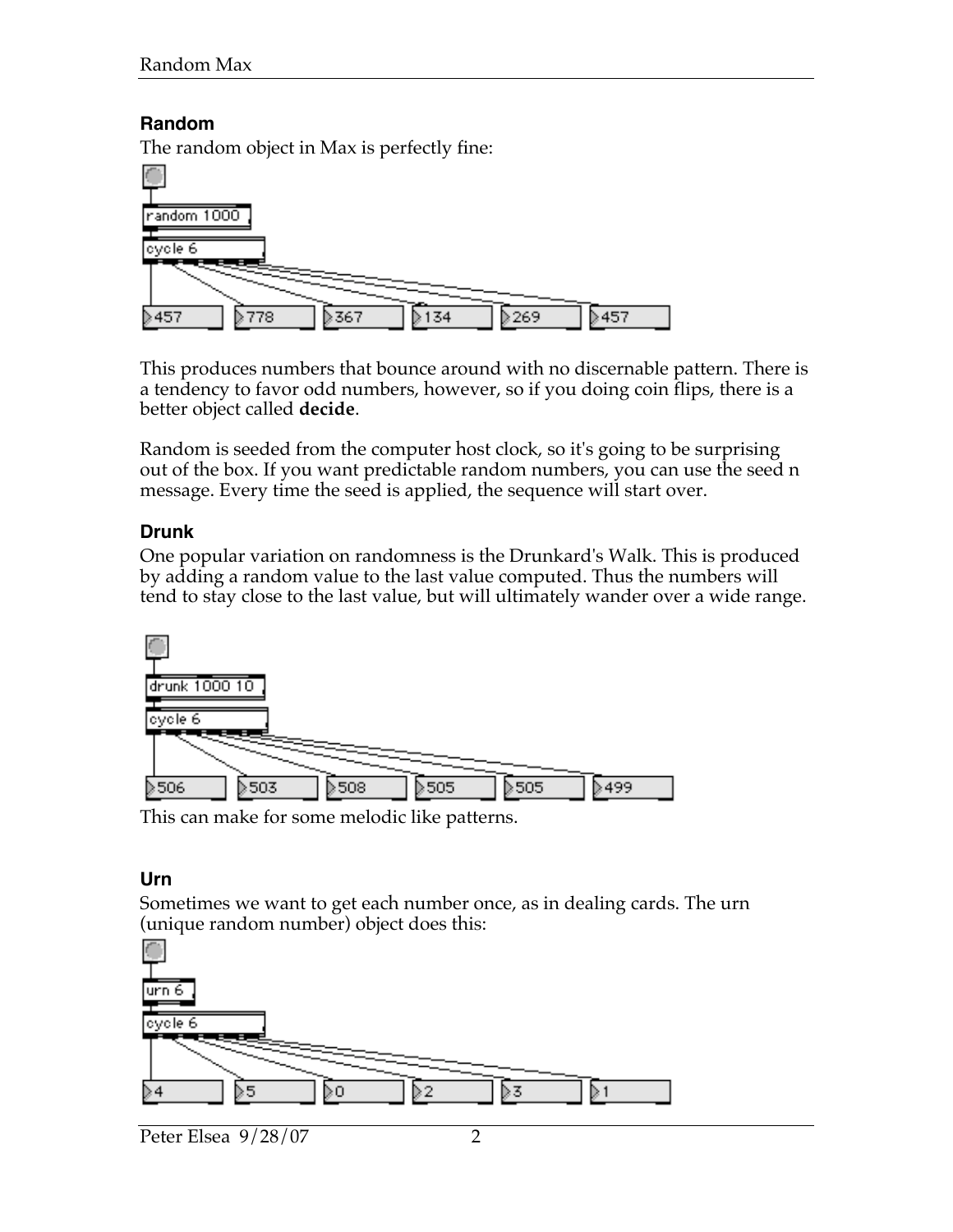### Random

The random object in Max is perfectly fine:

This produces numbers that bounce around with no discernable pattern. There is a tendency to favor odd numbers, however, so if you doing coin flips, there is a better object called **decide**.

Random is seeded from the computer host clock, so it's going to be surprising out of the box. If you want predictable random numbers, you can use the seed n message. Every time the seed is applied, the sequence will start over.

### Drunk

One popular variation on randomness is the Drunkard's Walk. This is produced by adding a random value to the last value computed. Thus the numbers will tend to stay close to the last value, but will ultimately wander over a wide range.

This can make for some melodic like patterns.

### Urn

Sometimes we want to get each number once, as in dealing cards. The urn (unique random number) object does this: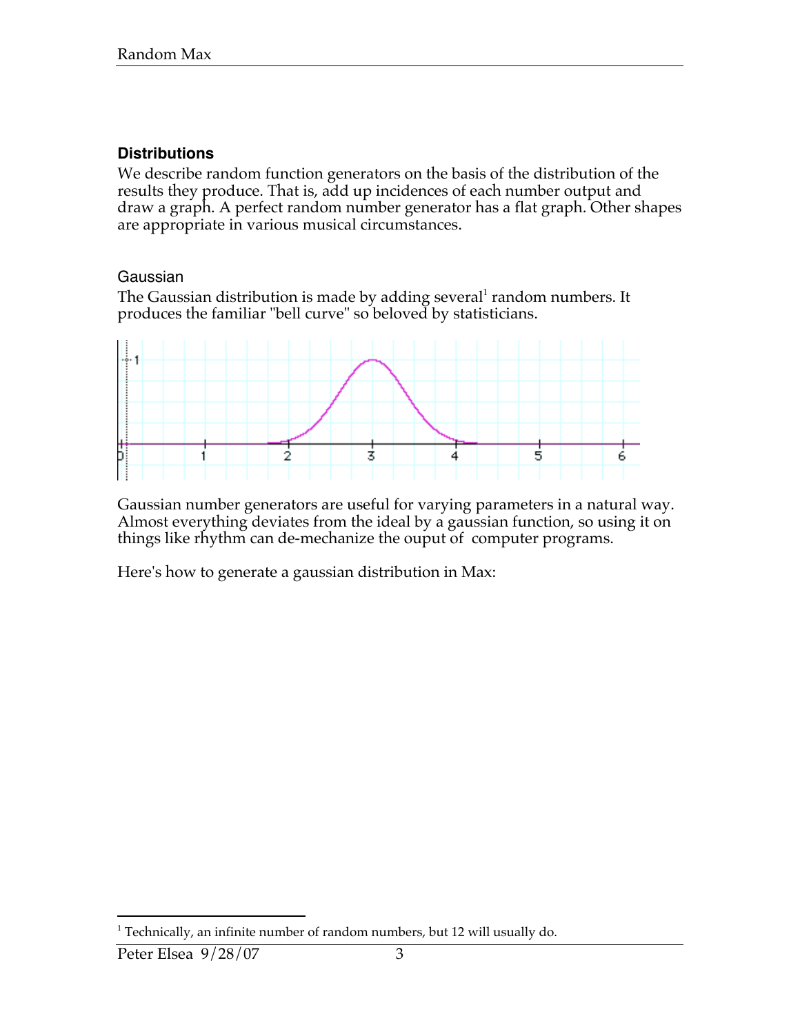## Distributions

We describe random function generators on the basis of the distribution of the results they produce. That is, add up incidences of each number output and draw a graph. A perfect random number generator has a flat graph. Other shapes are appropriate in various musical circumstances.

### Gaussian

The Gaussian distribution is made by adding several[1] random numbers. It produces the familiar "bell curve" so beloved by statisticians.

Gaussian number generators are useful for varying parameters in a natural way. Almost everything deviates from the ideal by a gaussian function, so using it on things like rhythm can de-mechanize the ouput of computer programs.

Here's how to generate a gaussian distribution in Max:

[1] Technically, an infinite number of random numbers, but 12 will usually do.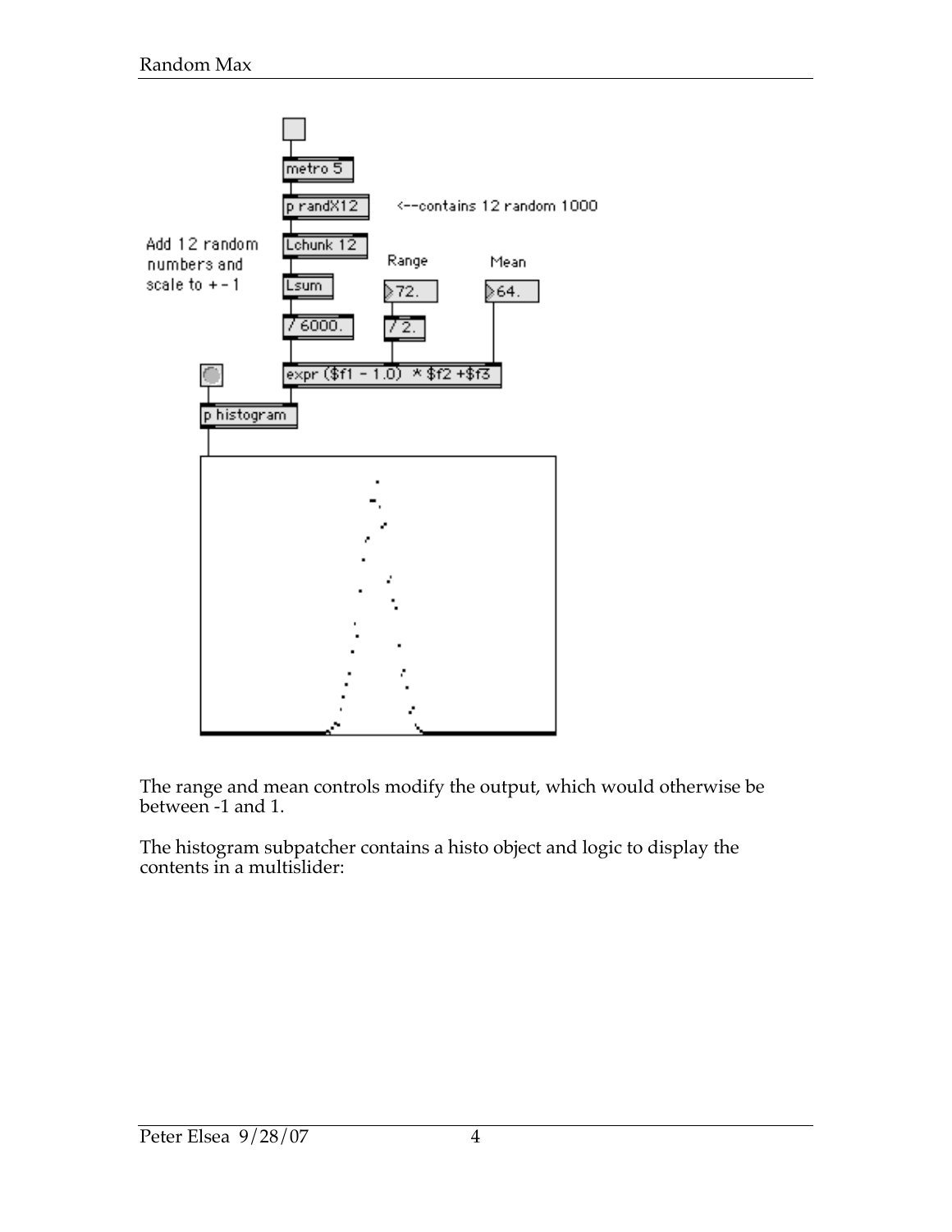The range and mean controls modify the output, which would otherwise be between -1 and 1.

The histogram subpatcher contains a histo object and logic to display the contents in a multislider: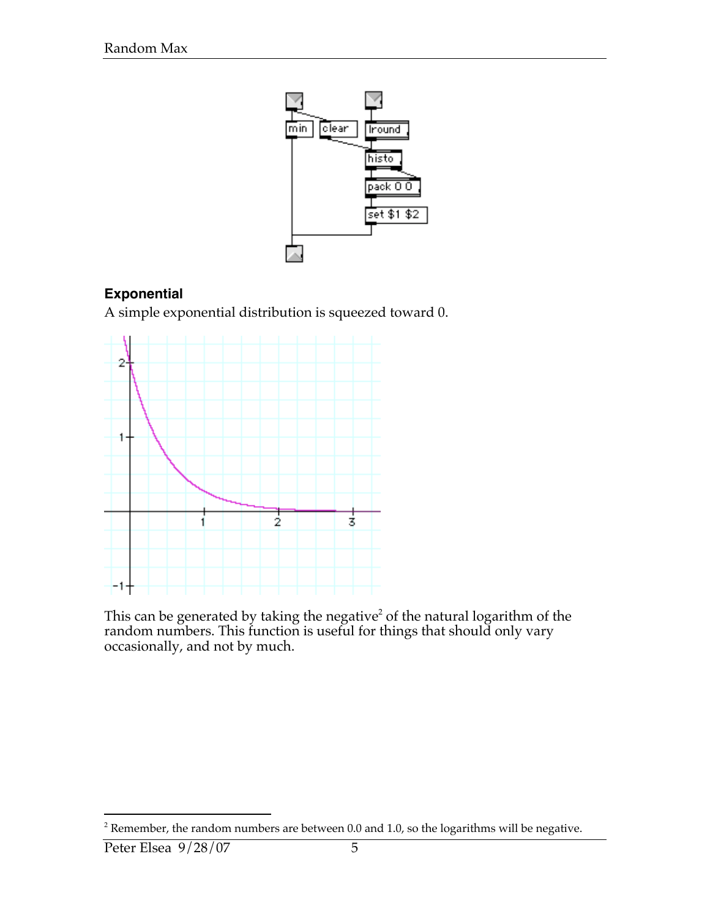### Exponential

A simple exponential distribution is squeezed toward 0.

This can be generated by taking the negative[2] of the natural logarithm of the random numbers. This function is useful for things that should only vary occasionally, and not by much.

[2] Remember, the random numbers are between 0.0 and 1.0, so the logarithms will be negative.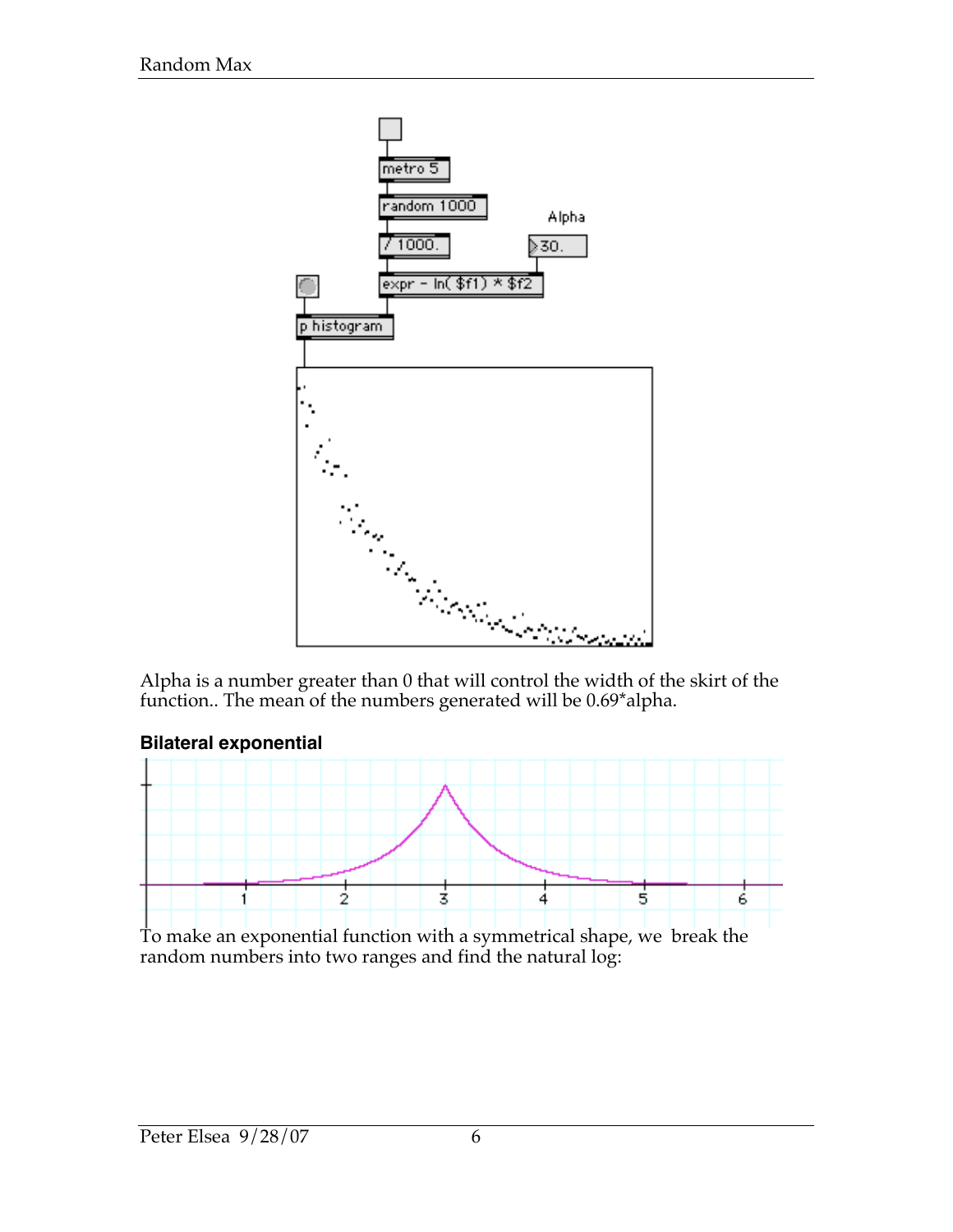Alpha is a number greater than 0 that will control the width of the skirt of the function.. The mean of the numbers generated will be 0.69*alpha.

### Bilateral exponential

To make an exponential function with a symmetrical shape, we break the random numbers into two ranges and find the natural log: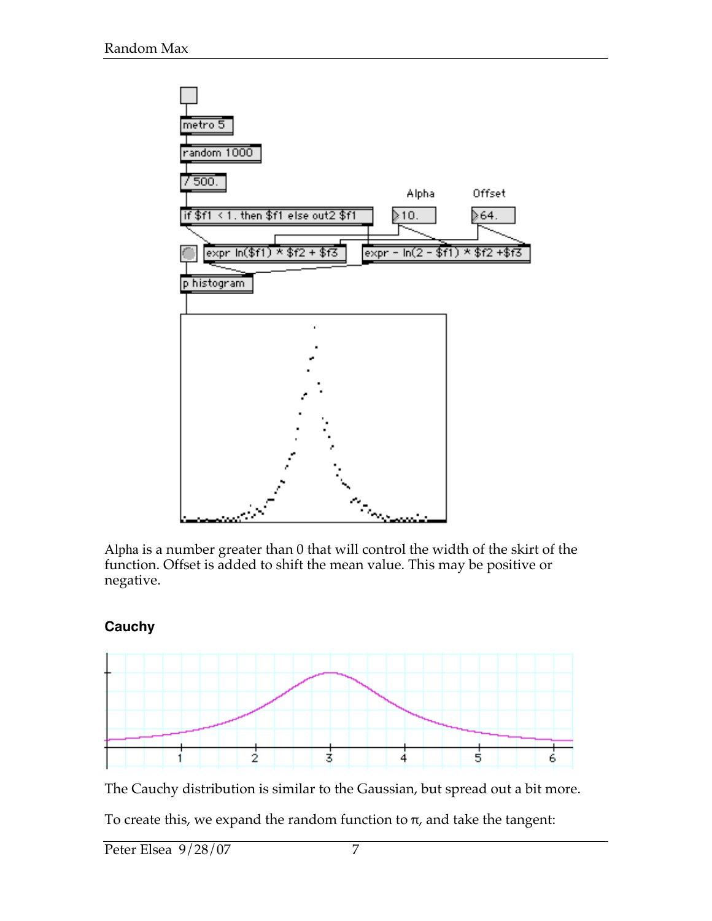Alpha is a number greater than 0 that will control the width of the skirt of the function. Offset is added to shift the mean value. This may be positive or negative.

### Cauchy

The Cauchy distribution is similar to the Gaussian, but spread out a bit more.

To create this, we expand the random function to π, and take the tangent: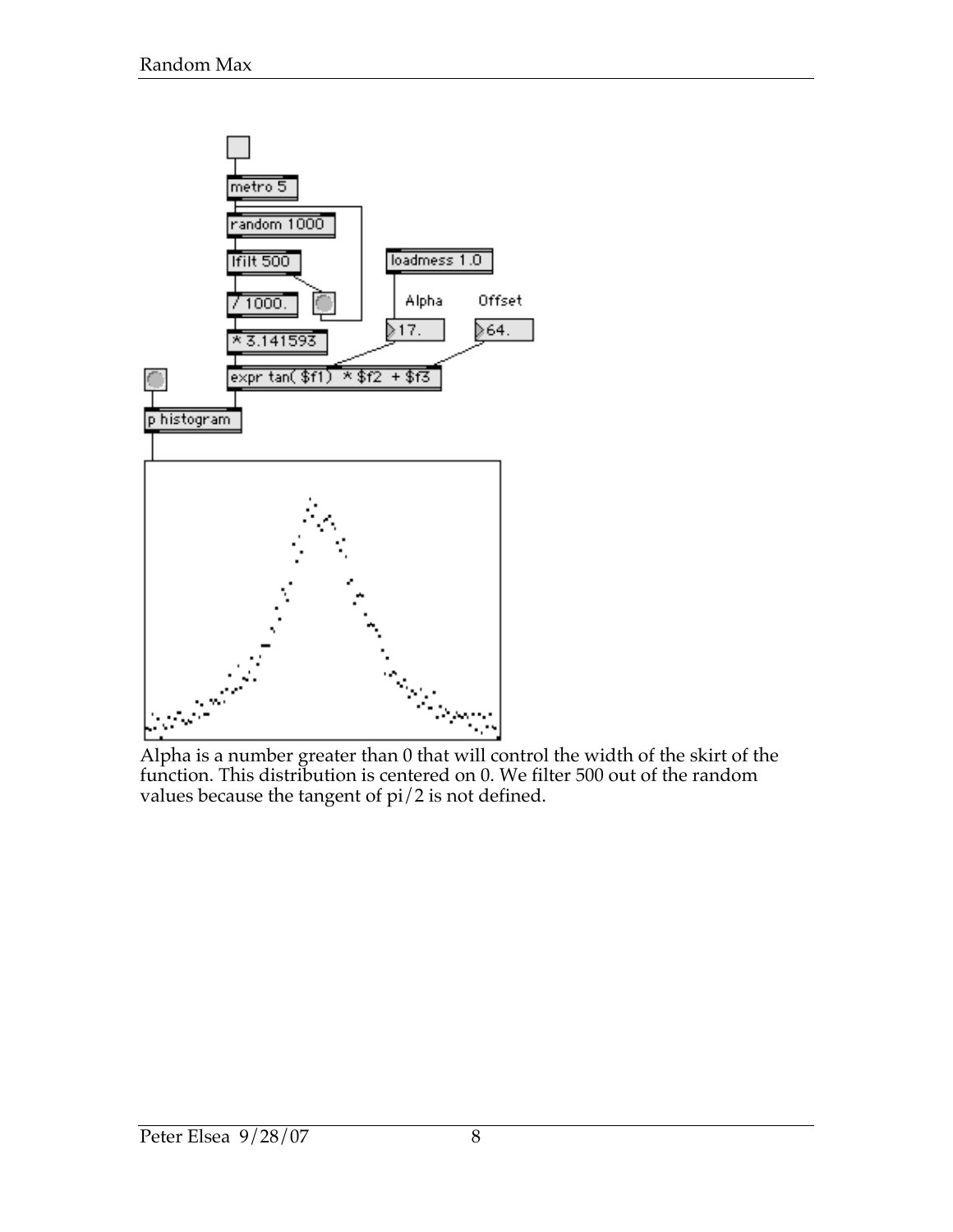Alpha is a number greater than 0 that will control the width of the skirt of the function. This distribution is centered on 0. We filter 500 out of the random values because the tangent of pi/2 is not defined.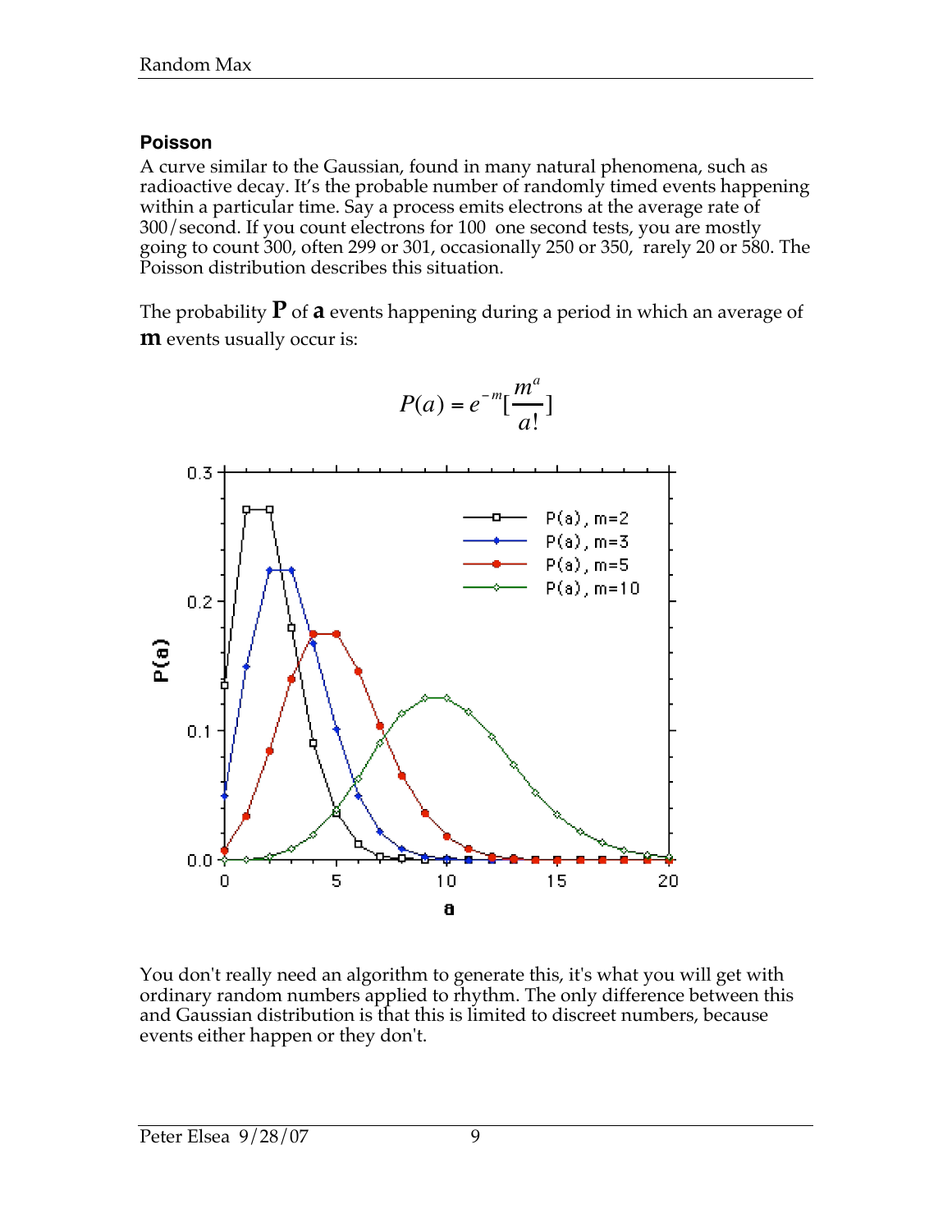### Poisson

A curve similar to the Gaussian, found in many natural phenomena, such as radioactive decay. It's the probable number of randomly timed events happening within a particular time. Say a process emits electrons at the average rate of 300/second. If you count electrons for 100 one second tests, you are mostly going to count 300, often 299 or 301, occasionally 250 or 350, rarely 20 or 580. The Poisson distribution describes this situation.

The probability **P** of **a** events happening during a period in which an average of **m** events usually occur is:

$$P(a) = e^{-m}\left[\frac{m^a}{a!}\right]$$

You don't really need an algorithm to generate this, it's what you will get with ordinary random numbers applied to rhythm. The only difference between this and Gaussian distribution is that this is limited to discreet numbers, because events either happen or they don't.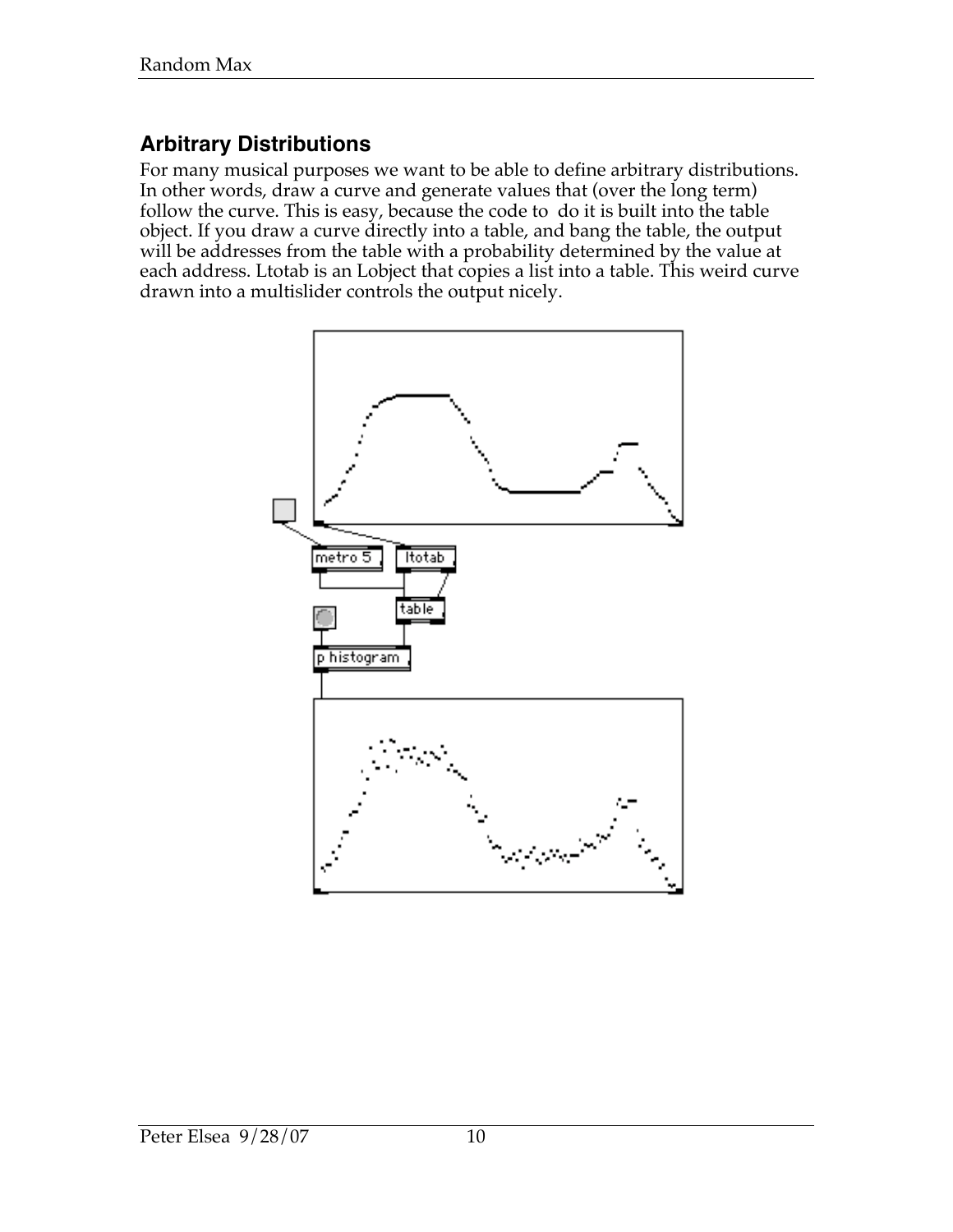## Arbitrary Distributions

For many musical purposes we want to be able to define arbitrary distributions. In other words, draw a curve and generate values that (over the long term) follow the curve. This is easy, because the code to do it is built into the table object. If you draw a curve directly into a table, and bang the table, the output will be addresses from the table with a probability determined by the value at each address. Ltotab is an Lobject that copies a list into a table. This weird curve drawn into a multislider controls the output nicely.

metro 5
ltotab
table
p histogram